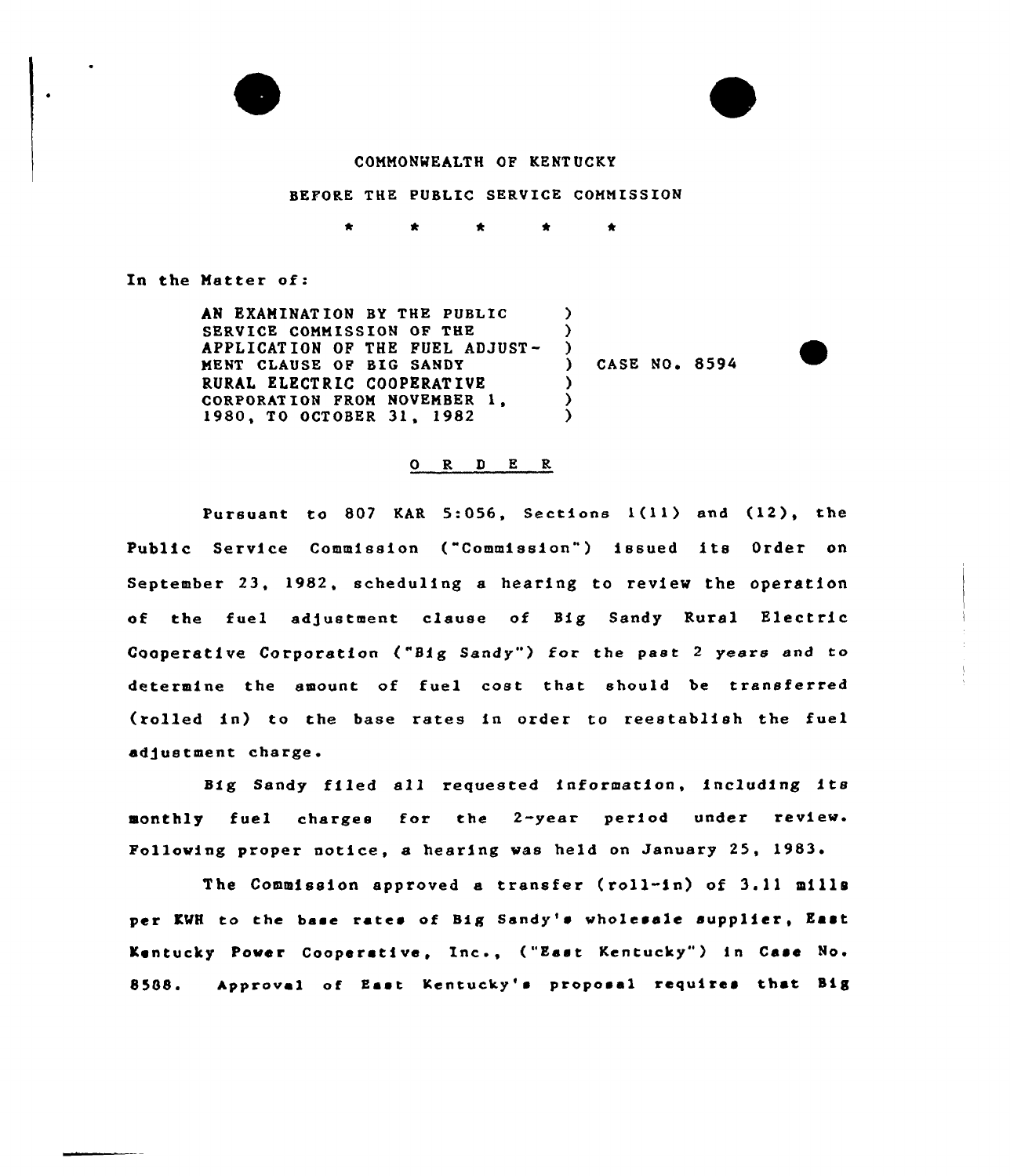COMMONWEALTH OF KENTUCKY

BEFORE THE PUBLIC SERVICE COMMISSION

\* \* \* \* \*

In the Matter of:

AN EXAMINATION BY THE PUBLIC SERVICE COMMISSION OF THE APPLICATION OF THE FUEL ADJUSTMENT CLAUSE OF BIG SANDY RURAL ELECTRIC COOPERATIVE CORPORATION FROM NOVEMBER 1, 1980, TO OCTOBER 31, 1982 ) CASE NO. 8594

## O R D E R

Pursuant to 807 KAR 5:056, Sections 1(11) and (12), the Public Service Commission ("Commission") issued its Order on September 23, 1982, scheduling a hearing to review the operation of the fuel adjustment clause of Big Sandy Rural Electric Cooperative Corporation ("Big Sandy") for the past 2 years and to determine the amount of fuel cost that should be transferred (rolled in) to the base rates in order to reestablish the fuel adjustment charge.

Big Sandy filed all requested information, including its monthly fuel charges for the 2-year period under review. Following proper notice, a hearing was held on January 25, 1983.

The Commission approved a transfer (roll-in) of 3.11 mills per KWH to the base rates of Big Sandy's wholesale supplier, East Kentucky Power Cooperative, Inc., ("East Kentucky") in Case No. 8588. Approval of East Kentucky's proposal requires that Big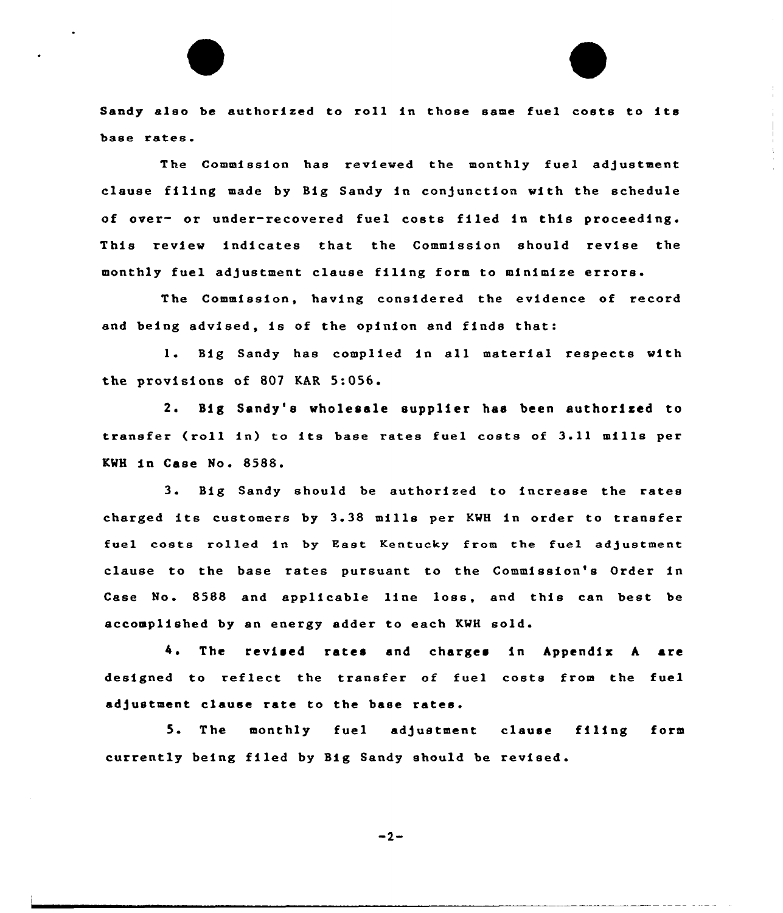Sandy also be authorized to roll in those same fuel costs to its base rates.

The Commission has reviewed the monthly fuel adjustment clause filing made by Big Sandy in conjunction with the schedule of over- or under-recovered fuel costs filed in this proceeding. This review indicates that the Commission should revise the monthly fuel adjustment clause filing form to minimize errors.

The Commission, having considered the evidence of record and being advised, is of the opinion and finds that:

1. Big Sandy has complied in all material respects with the provisions of 807 KAR 5:056.

2. Big Sandy's wholesale supplier has been authorized to transfer (roll in) to its base rates fuel costs of 3.11 mills per KWH in Case No. 8588.

3. Big Sandy should be authorized to increase the rates charged its customers by 3.38 mills per KWH in order to transfer fuel costs rolled in by East Kentucky from the fuel adjustment clause to the base rates pursuant to the Commission's Order in Case No. 8588 and applicable line loss, and this can best be accomplished by an energy adder to each KWH sold.

4. The revised rates and charges in Appendix A are designed to reflect the transfer of fuel costs from the fuel adjustment clause rate to the base rates.

5. The monthly fuel adjustment clause filing form currently being filed by Big Sandy should be revised.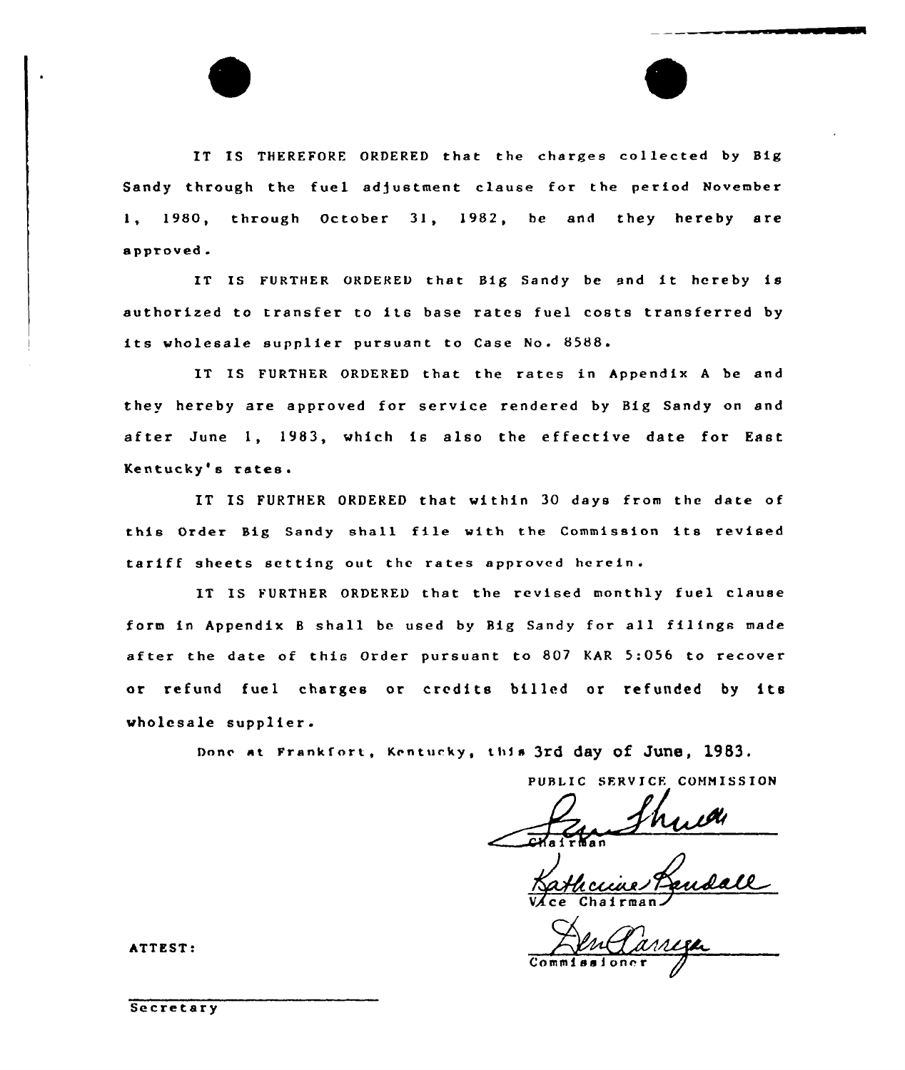IT IS THEREFORE ORDERED that the charges collected by Big Sandy through the fuel adjustment clause for the period November 1, 1980, through October 31, 1982, be and they hereby are approved.

IT IS FURTHER ORDERED that Big Sandy be and it hereby is authorized to transfer to its base rates fuel costs transferred by its wholesale supplier pursuant to Case No. 8588.

IT IS FURTHER ORDERED that the rates in Appendix A be and they hereby are approved for service rendered by Big Sandy on and after June 1, 1983, which is also the effective date for East Kentucky's rates.

IT IS FURTHER ORDERED that within 30 days from the date of this Order Big Sandy shall file with the Commission its revised tariff sheets setting out the rates approved herein.

IT IS FURTHER ORDERED that the revised monthly fuel clause form in Appendix B shall be used by Big Sandy for all filings made after the date of this Order pursuant to 807 KAR 5:056 to recover or refund fuel charges or credits billed or refunded by its wholesale supplier.

Done at Frankfort, Kentucky, this 3rd day of June, 1983.

PUBLIC SERVICE COMMISSION

Chairman

Vice Chairman

Commissioner

ATTEST:

Secretary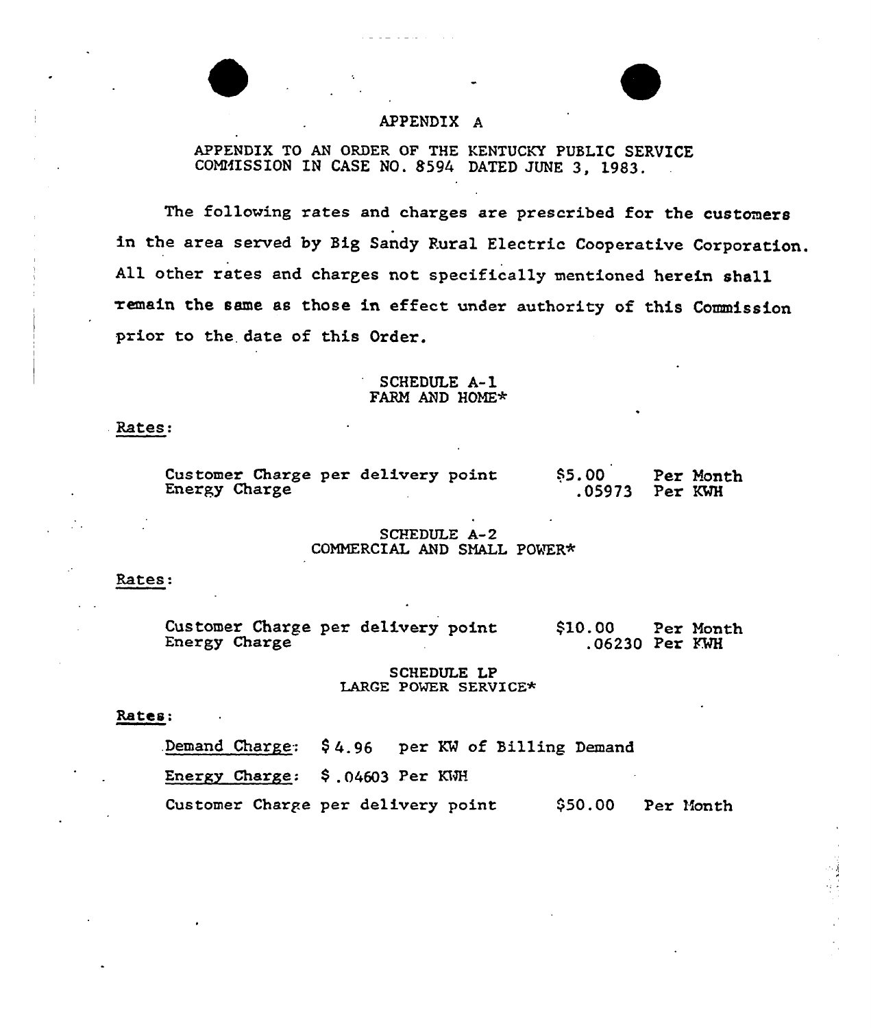# APPENDIX A

APPENDIX TO AN ORDER OF THE KENTUCKY PUBLIC SERVICE COMMISSION IN CASE NO. 8594 DATED JUNE 3, 1983.

The following rates and charges are prescribed for the customers in the area served by Big Sandy Rural Electric Cooperative Corporation. All other rates and charges not specifically mentioned herein shall remain the same as those in effect under authority of this Commission prior to the date of this Order.

## SCHEDULE A-1
## FARM AND HOME*

Rates:

| | | |
|---|---|---|
| Customer Charge per delivery point | $5.00 | Per Month |
| Energy Charge | .05973 | Per KWH |

## SCHEDULE A-2
## COMMERCIAL AND SMALL POWER*

Rates:

| | | |
|---|---|---|
| Customer Charge per delivery point | $10.00 | Per Month |
| Energy Charge | .06230 | Per KWH |

## SCHEDULE LP
## LARGE POWER SERVICE*

**Rates:**

Demand Charge: $4.96 per KW of Billing Demand

Energy Charge: $.04603 Per KWH

Customer Charge per delivery point $50.00 Per Month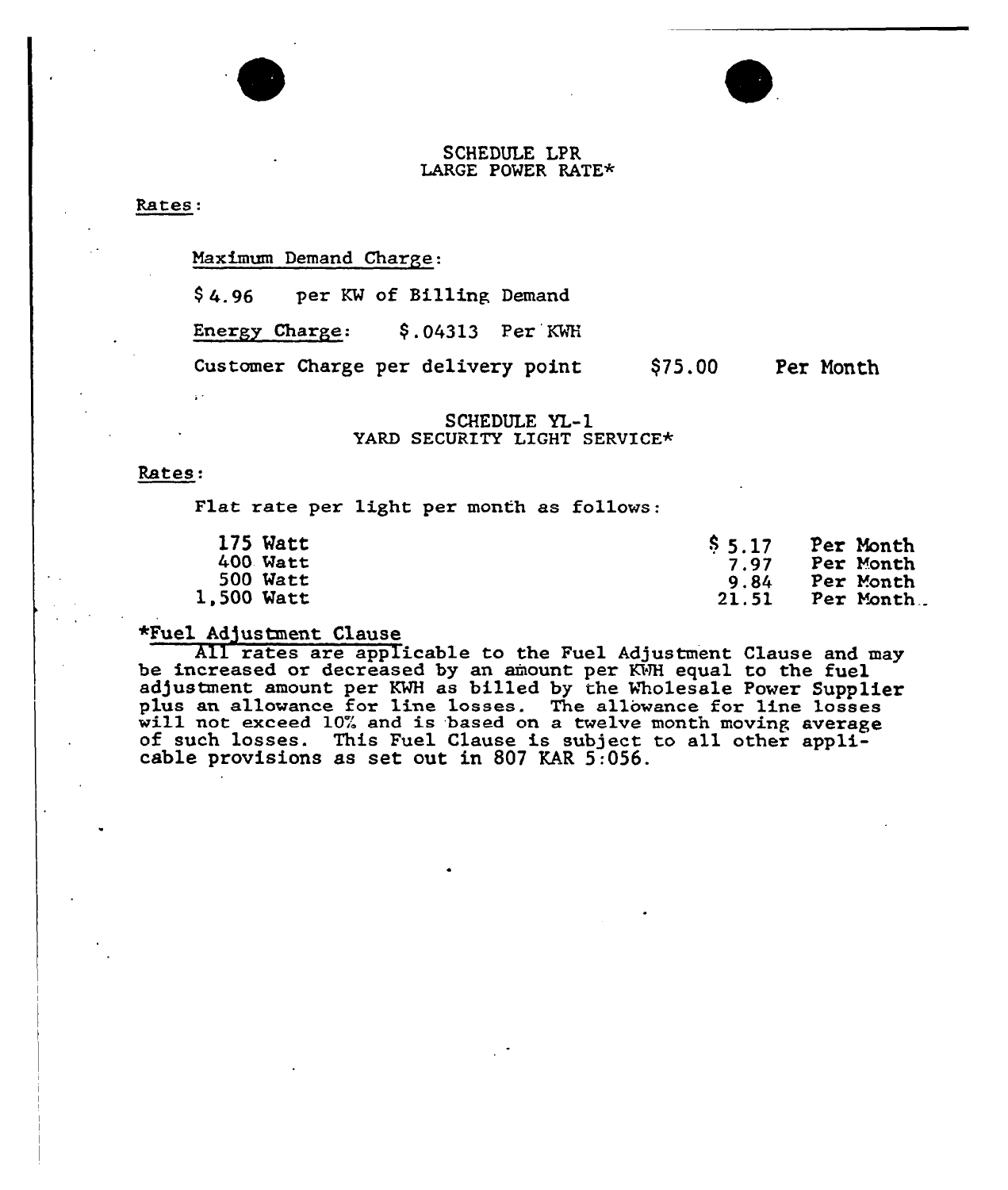## SCHEDULE LPR
## LARGE POWER RATE*

Rates:

Maximum Demand Charge:

$ 4.96 per KW of Billing Demand

Energy Charge: $.04313 Per KWH

Customer Charge per delivery point $75.00 Per Month

## SCHEDULE YL-1
## YARD SECURITY LIGHT SERVICE*

Rates:

Flat rate per light per month as follows:

| | | |
|---|---|---|
| 175 Watt | $ 5.17 | Per Month |
| 400 Watt | 7.97 | Per Month |
| 500 Watt | 9.84 | Per Month |
| 1,500 Watt | 21.51 | Per Month |

*Fuel Adjustment Clause

All rates are applicable to the Fuel Adjustment Clause and may be increased or decreased by an amount per KWH equal to the fuel adjustment amount per KWH as billed by the Wholesale Power Supplier plus an allowance for line losses. The allowance for line losses will not exceed 10% and is based on a twelve month moving average of such losses. This Fuel Clause is subject to all other applicable provisions as set out in 807 KAR 5:056.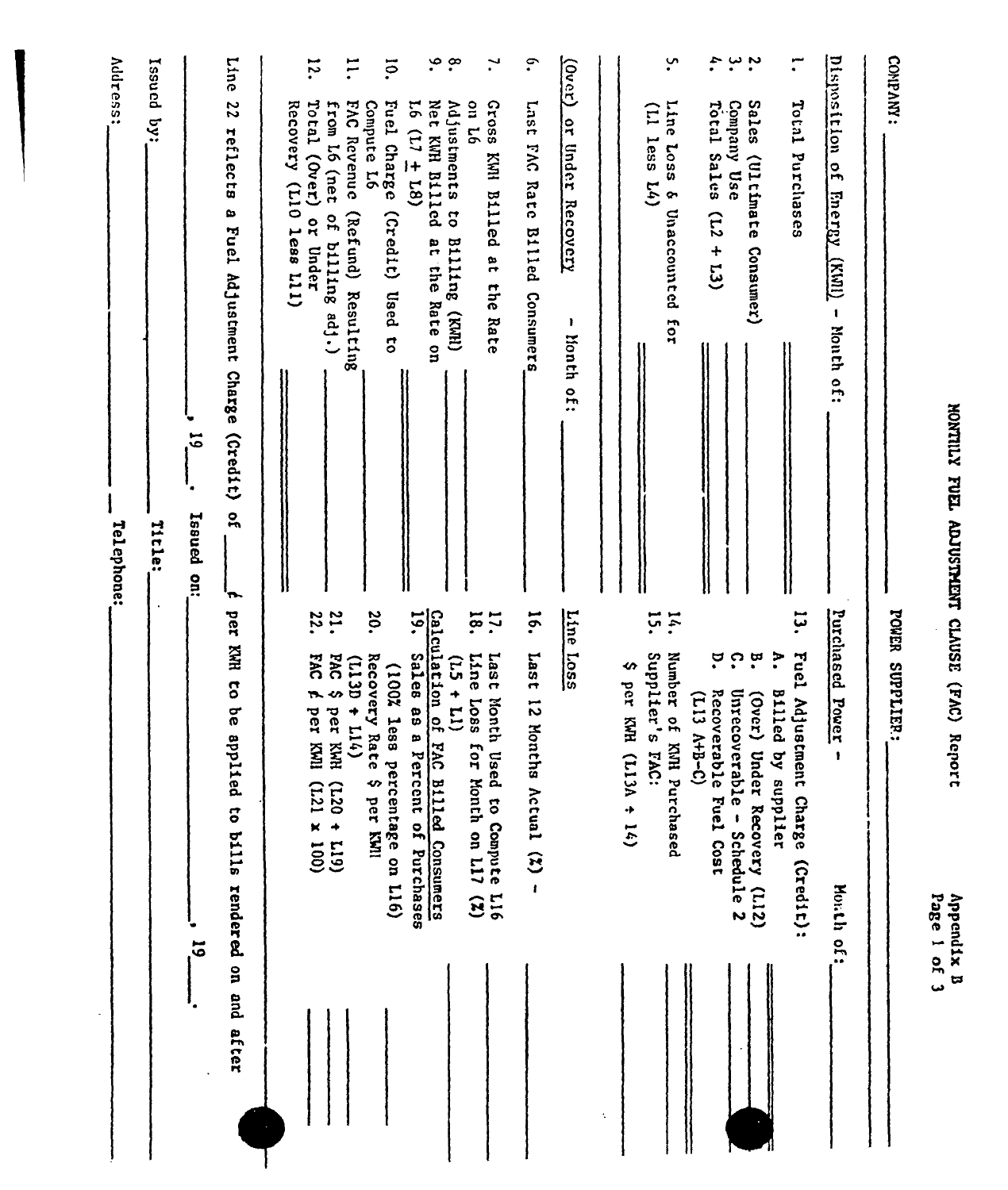Appendix B
Page 1 of 3

# MONTHLY FUEL ADJUSTMENT CLAUSE (FAC) Report

COMPANY: ____________________ POWER SUPPLIER: ____________________

**Disposition of Energy (KWH)** - Month of: ________

1. Total Purchases ________
2. Sales (Ultimate Consumer) ________
3. Company Use ________
4. Total Sales (L2 + L3) ________
5. Line Loss & Unaccounted for (L1 less L4) ________

**(Over) or Under Recovery** - Month of: ________

6. Last FAC Rate Billed Consumers ________
7. Gross KWH Billed at the Rate on L6 ________
8. Adjustments to Billing (KWH) ________
9. Net KWH Billed at the Rate on L6 (L7 ± L8) ________
10. Fuel Charge (Credit) Used to Compute L6 ________
11. FAC Revenue (Refund) Resulting from L6 (net of billing adj.) ________
12. Total (Over) or Under Recovery (L10 less L11) ________

**Purchased Power** - Month of: ________

13. Fuel Adjustment Charge (Credit):
    - A. Billed by supplier ________
    - B. (Over) Under Recovery (L12) ________
    - C. Unrecoverable - Schedule 2 ________
    - D. Recoverable Fuel Cost (L13 A+B-C) ________
14. Number of KWH Purchased ________
15. Supplier's FAC: $ per KWH (L13A ÷ 14) ________

**Line Loss**

16. Last 12 Months Actual (%) - ________
17. Last Month Used to Compute L16 ________
18. Line Loss for Month on L17 (%) (L5 ÷ L1) ________

**Calculation of FAC Billed Consumers**

19. Sales as a Percent of Purchases (100% less percentage on L16) ________
20. Recovery Rate $ per KWH (L13D ÷ L14) ________
21. FAC $ per KWH (L20 ÷ L19) ________
22. FAC ¢ per KWH (L21 x 100) ________

Line 22 reflects a Fuel Adjustment Charge (Credit) of ____ ¢ per KWH to be applied to bills rendered on and after ____________, 19____.

Issued on: ____________, 19____.

Issued by: ____________________ Title: ____________________

Address: ____________________ Telephone: ____________________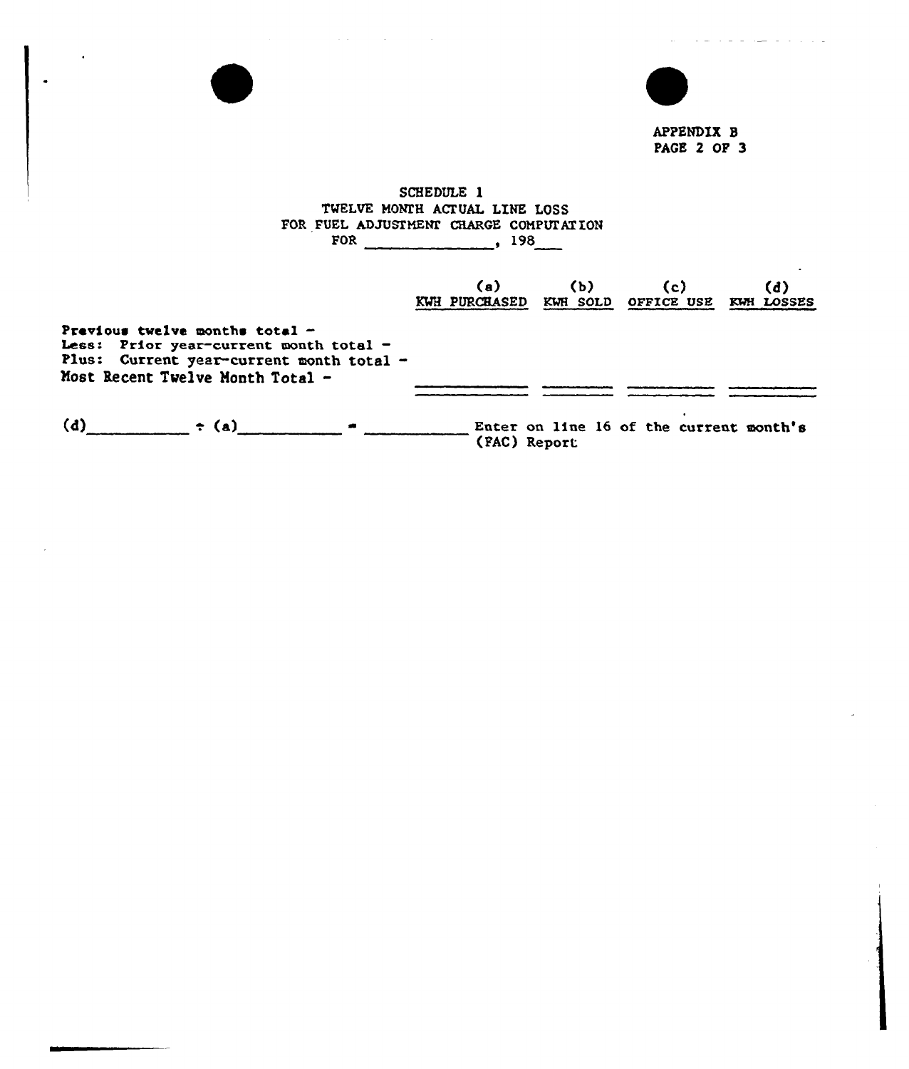APPENDIX B
PAGE 2 OF 3

# SCHEDULE 1
## TWELVE MONTH ACTUAL LINE LOSS
## FOR FUEL ADJUSTMENT CHARGE COMPUTATION
## FOR _____________, 198___

| | (a) KWH PURCHASED | (b) KWH SOLD | (c) OFFICE USE | (d) KWH LOSSES |
|---|---|---|---|---|
| Previous twelve months total - | | | | |
| Less: Prior year-current month total - | | | | |
| Plus: Current year-current month total - | | | | |
| Most Recent Twelve Month Total - | | | | |

(d)__________ ÷ (a)__________ = __________ Enter on line 16 of the current month's (FAC) Report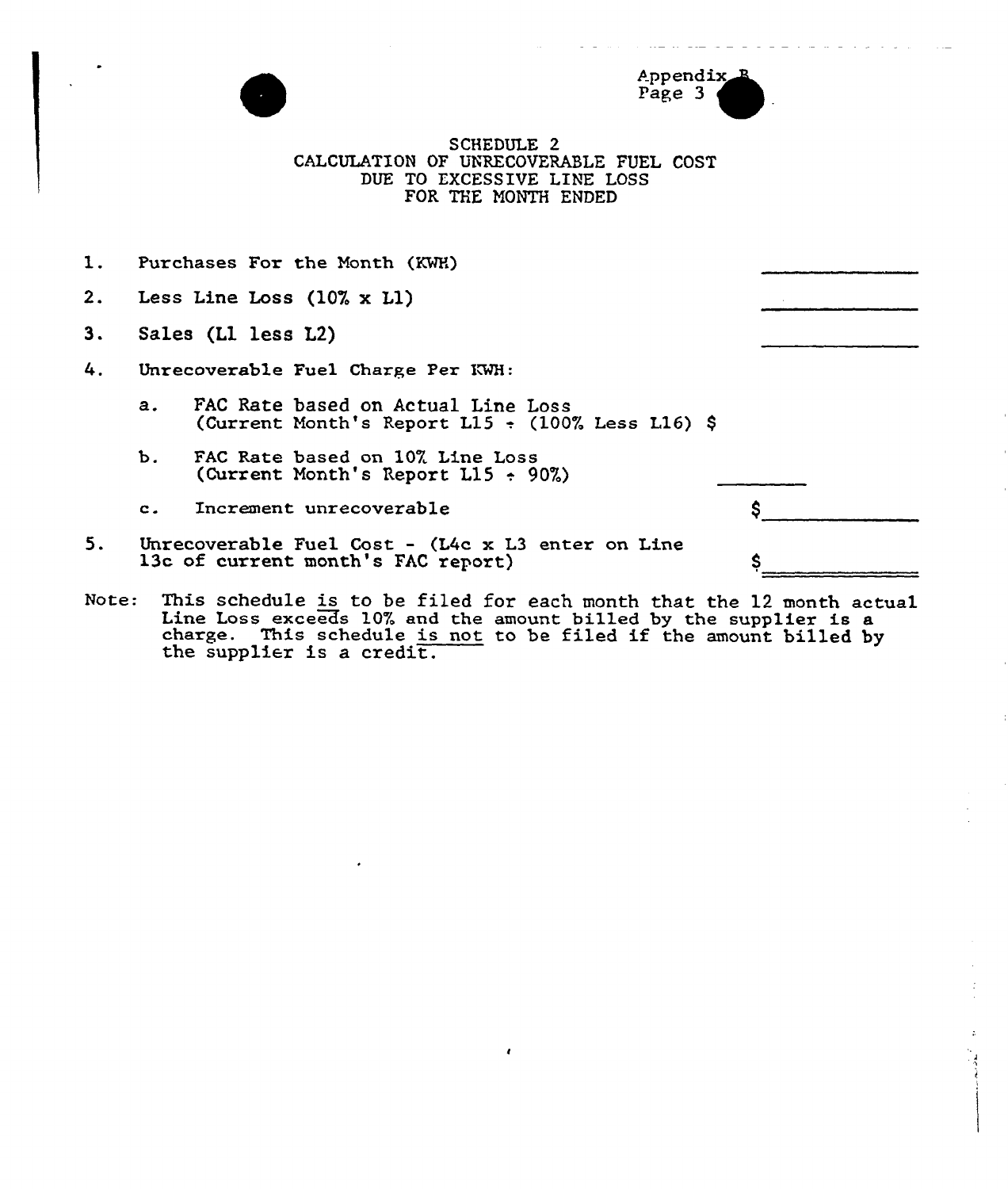Appendix B
Page 3

# SCHEDULE 2
## CALCULATION OF UNRECOVERABLE FUEL COST DUE TO EXCESSIVE LINE LOSS FOR THE MONTH ENDED

1. Purchases For the Month (KWH) \_\_\_\_\_\_\_\_\_\_\_\_

2. Less Line Loss (10% x L1) \_\_\_\_\_\_\_\_\_\_\_\_

3. Sales (L1 less L2) \_\_\_\_\_\_\_\_\_\_\_\_

4. Unrecoverable Fuel Charge Per KWH:

   a. FAC Rate based on Actual Line Loss (Current Month's Report L15 ÷ (100% Less L16) $

   b. FAC Rate based on 10% Line Loss (Current Month's Report L15 ÷ 90%) \_\_\_\_\_\_\_\_

   c. Increment unrecoverable $\_\_\_\_\_\_\_\_\_\_\_\_

5. Unrecoverable Fuel Cost - (L4c x L3 enter on Line 13c of current month's FAC report) $\_\_\_\_\_\_\_\_\_\_\_\_

Note: This schedule _is_ to be filed for each month that the 12 month actual Line Loss exceeds 10% and the amount billed by the supplier is a charge. This schedule _is not_ to be filed if the amount billed by the supplier is a credit.